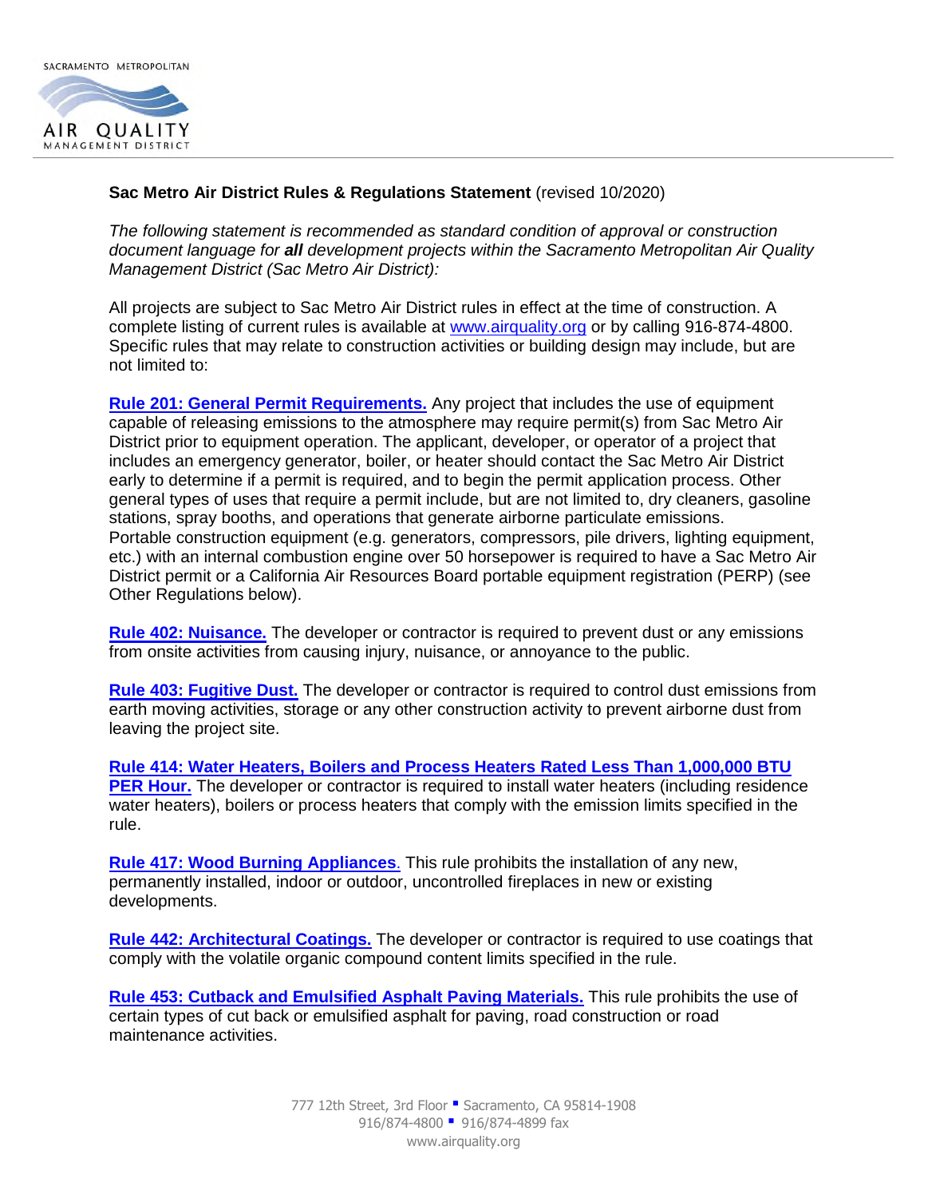SACRAMENTO METROPOLITAN

AIR QUALITY

MANAGEMENT DISTRICT

**Sac Metro Air District Rules & Regulations Statement** (revised 10/2020)

*The following statement is recommended as standard condition of approval or construction document language for **all** development projects within the Sacramento Metropolitan Air Quality Management District (Sac Metro Air District):*

All projects are subject to Sac Metro Air District rules in effect at the time of construction. A complete listing of current rules is available at www.airquality.org or by calling 916-874-4800. Specific rules that may relate to construction activities or building design may include, but are not limited to:

**Rule 201: General Permit Requirements.** Any project that includes the use of equipment capable of releasing emissions to the atmosphere may require permit(s) from Sac Metro Air District prior to equipment operation. The applicant, developer, or operator of a project that includes an emergency generator, boiler, or heater should contact the Sac Metro Air District early to determine if a permit is required, and to begin the permit application process. Other general types of uses that require a permit include, but are not limited to, dry cleaners, gasoline stations, spray booths, and operations that generate airborne particulate emissions. Portable construction equipment (e.g. generators, compressors, pile drivers, lighting equipment, etc.) with an internal combustion engine over 50 horsepower is required to have a Sac Metro Air District permit or a California Air Resources Board portable equipment registration (PERP) (see Other Regulations below).

**Rule 402: Nuisance.** The developer or contractor is required to prevent dust or any emissions from onsite activities from causing injury, nuisance, or annoyance to the public.

**Rule 403: Fugitive Dust.** The developer or contractor is required to control dust emissions from earth moving activities, storage or any other construction activity to prevent airborne dust from leaving the project site.

**Rule 414: Water Heaters, Boilers and Process Heaters Rated Less Than 1,000,000 BTU PER Hour.** The developer or contractor is required to install water heaters (including residence water heaters), boilers or process heaters that comply with the emission limits specified in the rule.

**Rule 417: Wood Burning Appliances**. This rule prohibits the installation of any new, permanently installed, indoor or outdoor, uncontrolled fireplaces in new or existing developments.

**Rule 442: Architectural Coatings.** The developer or contractor is required to use coatings that comply with the volatile organic compound content limits specified in the rule.

**Rule 453: Cutback and Emulsified Asphalt Paving Materials.** This rule prohibits the use of certain types of cut back or emulsified asphalt for paving, road construction or road maintenance activities.

777 12th Street, 3rd Floor ▪ Sacramento, CA 95814-1908
916/874-4800 ▪ 916/874-4899 fax
www.airquality.org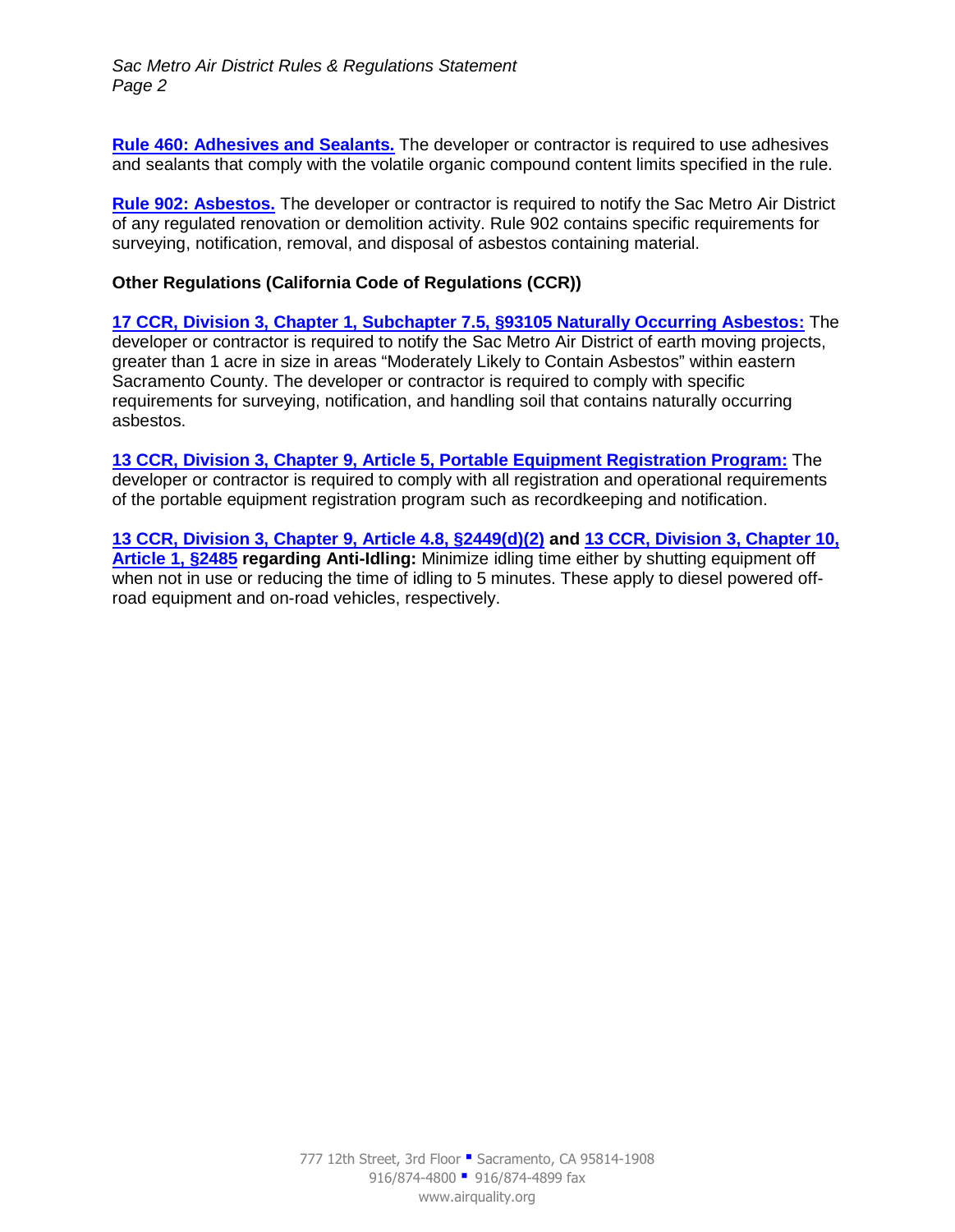**Rule 460: Adhesives and Sealants.** The developer or contractor is required to use adhesives and sealants that comply with the volatile organic compound content limits specified in the rule.

**Rule 902: Asbestos.** The developer or contractor is required to notify the Sac Metro Air District of any regulated renovation or demolition activity. Rule 902 contains specific requirements for surveying, notification, removal, and disposal of asbestos containing material.

**Other Regulations (California Code of Regulations (CCR))**

**17 CCR, Division 3, Chapter 1, Subchapter 7.5, §93105 Naturally Occurring Asbestos:** The developer or contractor is required to notify the Sac Metro Air District of earth moving projects, greater than 1 acre in size in areas "Moderately Likely to Contain Asbestos" within eastern Sacramento County. The developer or contractor is required to comply with specific requirements for surveying, notification, and handling soil that contains naturally occurring asbestos.

**13 CCR, Division 3, Chapter 9, Article 5, Portable Equipment Registration Program:** The developer or contractor is required to comply with all registration and operational requirements of the portable equipment registration program such as recordkeeping and notification.

**13 CCR, Division 3, Chapter 9, Article 4.8, §2449(d)(2) and 13 CCR, Division 3, Chapter 10, Article 1, §2485 regarding Anti-Idling:** Minimize idling time either by shutting equipment off when not in use or reducing the time of idling to 5 minutes. These apply to diesel powered off-road equipment and on-road vehicles, respectively.